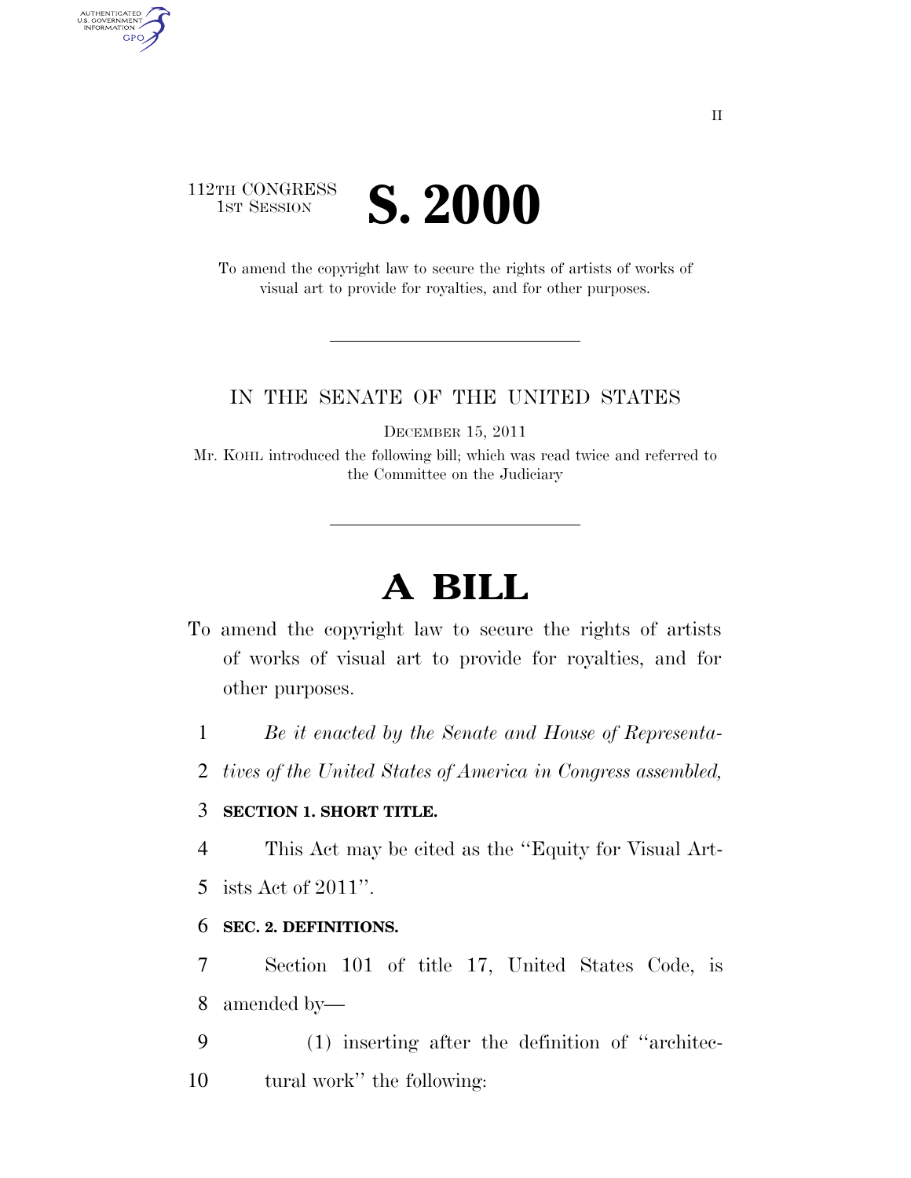112TH CONGRESS
1ST SESSION

# S. 2000

To amend the copyright law to secure the rights of artists of works of visual art to provide for royalties, and for other purposes.

IN THE SENATE OF THE UNITED STATES

DECEMBER 15, 2011

Mr. KOHL introduced the following bill; which was read twice and referred to the Committee on the Judiciary

# A BILL

To amend the copyright law to secure the rights of artists of works of visual art to provide for royalties, and for other purposes.

1 *Be it enacted by the Senate and House of Representa-*
2 *tives of the United States of America in Congress assembled,*

3 **SECTION 1. SHORT TITLE.**

4 This Act may be cited as the ''Equity for Visual Art-
5 ists Act of 2011''.

6 **SEC. 2. DEFINITIONS.**

7 Section 101 of title 17, United States Code, is
8 amended by—

9 (1) inserting after the definition of ''architec-
10 tural work'' the following: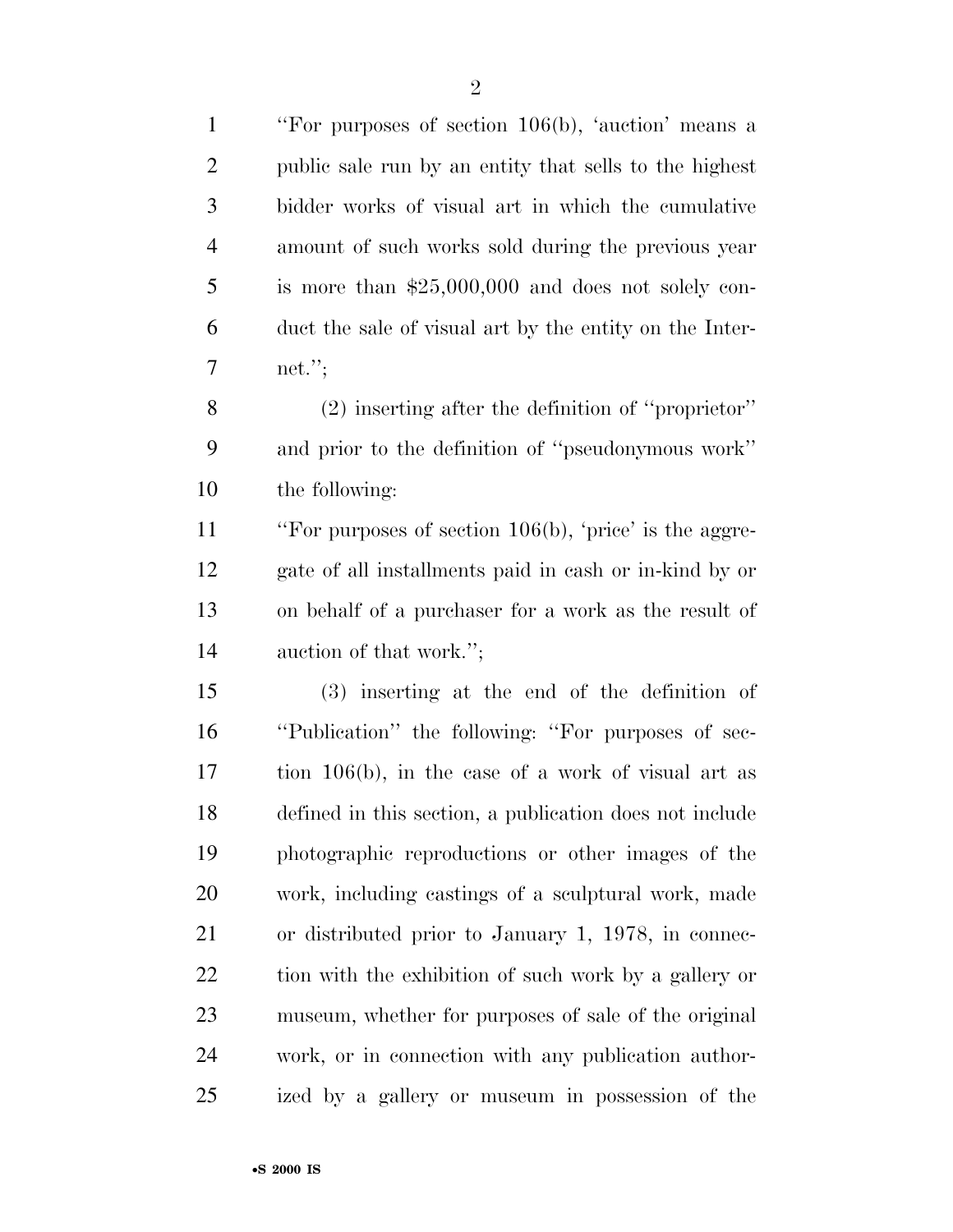''For purposes of section 106(b), 'auction' means a public sale run by an entity that sells to the highest bidder works of visual art in which the cumulative amount of such works sold during the previous year is more than $25,000,000 and does not solely conduct the sale of visual art by the entity on the Internet.'';

(2) inserting after the definition of ''proprietor'' and prior to the definition of ''pseudonymous work'' the following:

''For purposes of section 106(b), 'price' is the aggregate of all installments paid in cash or in-kind by or on behalf of a purchaser for a work as the result of auction of that work.'';

(3) inserting at the end of the definition of ''Publication'' the following: ''For purposes of section 106(b), in the case of a work of visual art as defined in this section, a publication does not include photographic reproductions or other images of the work, including castings of a sculptural work, made or distributed prior to January 1, 1978, in connection with the exhibition of such work by a gallery or museum, whether for purposes of sale of the original work, or in connection with any publication authorized by a gallery or museum in possession of the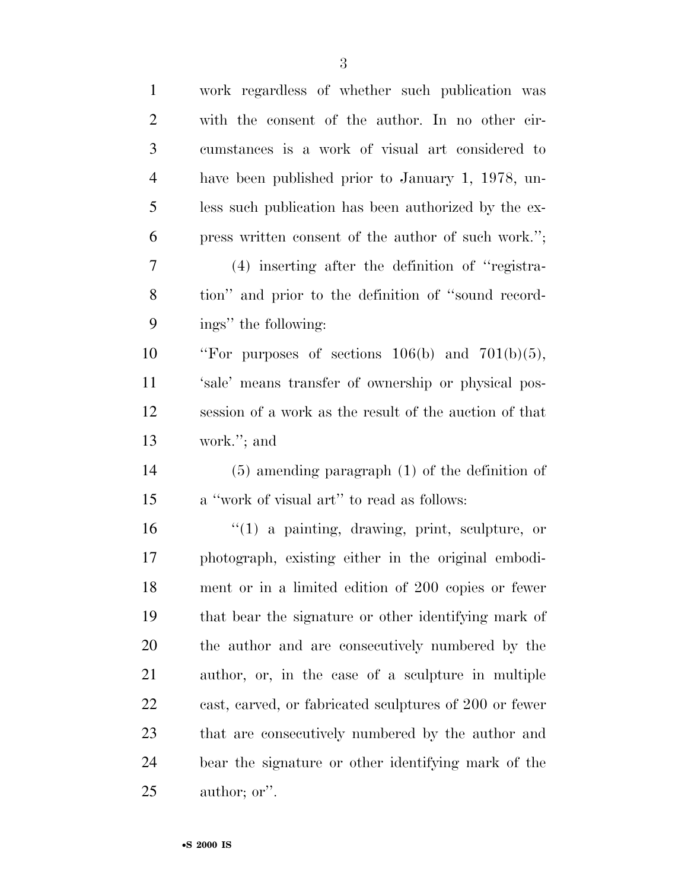work regardless of whether such publication was with the consent of the author. In no other circumstances is a work of visual art considered to have been published prior to January 1, 1978, unless such publication has been authorized by the express written consent of the author of such work.'';

(4) inserting after the definition of ''registration'' and prior to the definition of ''sound recordings'' the following:

''For purposes of sections 106(b) and 701(b)(5), 'sale' means transfer of ownership or physical possession of a work as the result of the auction of that work.''; and

(5) amending paragraph (1) of the definition of a ''work of visual art'' to read as follows:

''(1) a painting, drawing, print, sculpture, or photograph, existing either in the original embodiment or in a limited edition of 200 copies or fewer that bear the signature or other identifying mark of the author and are consecutively numbered by the author, or, in the case of a sculpture in multiple cast, carved, or fabricated sculptures of 200 or fewer that are consecutively numbered by the author and bear the signature or other identifying mark of the author; or''.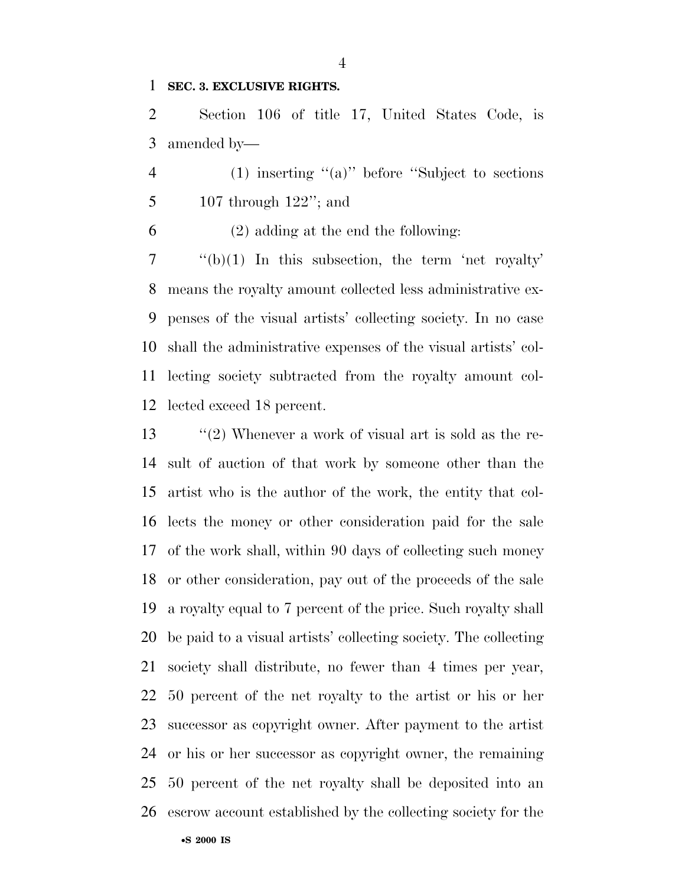**SEC. 3. EXCLUSIVE RIGHTS.**

Section 106 of title 17, United States Code, is amended by—

(1) inserting ''(a)'' before ''Subject to sections 107 through 122''; and

(2) adding at the end the following:

''(b)(1) In this subsection, the term 'net royalty' means the royalty amount collected less administrative expenses of the visual artists' collecting society. In no case shall the administrative expenses of the visual artists' collecting society subtracted from the royalty amount collected exceed 18 percent.

''(2) Whenever a work of visual art is sold as the result of auction of that work by someone other than the artist who is the author of the work, the entity that collects the money or other consideration paid for the sale of the work shall, within 90 days of collecting such money or other consideration, pay out of the proceeds of the sale a royalty equal to 7 percent of the price. Such royalty shall be paid to a visual artists' collecting society. The collecting society shall distribute, no fewer than 4 times per year, 50 percent of the net royalty to the artist or his or her successor as copyright owner. After payment to the artist or his or her successor as copyright owner, the remaining 50 percent of the net royalty shall be deposited into an escrow account established by the collecting society for the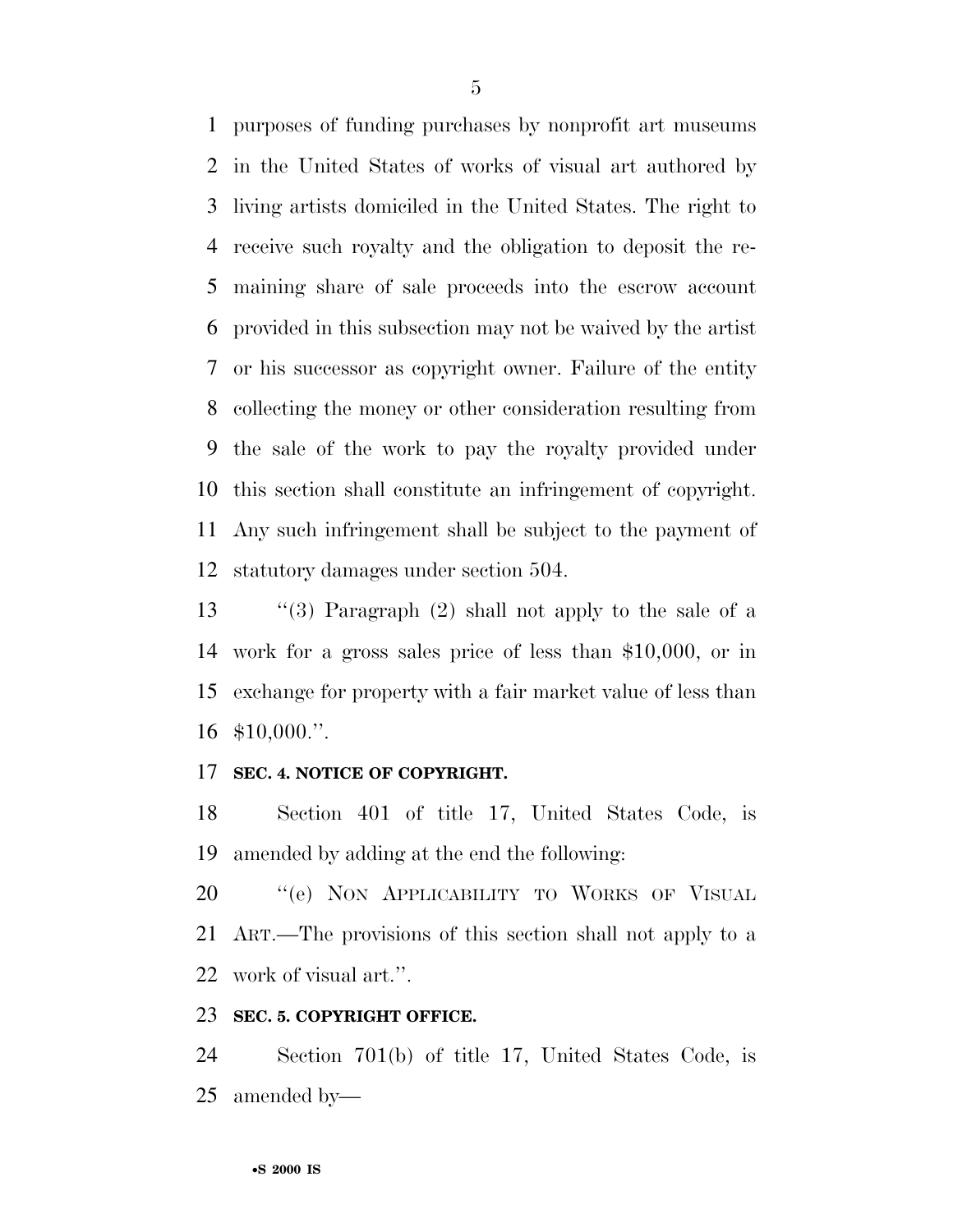purposes of funding purchases by nonprofit art museums in the United States of works of visual art authored by living artists domiciled in the United States. The right to receive such royalty and the obligation to deposit the remaining share of sale proceeds into the escrow account provided in this subsection may not be waived by the artist or his successor as copyright owner. Failure of the entity collecting the money or other consideration resulting from the sale of the work to pay the royalty provided under this section shall constitute an infringement of copyright. Any such infringement shall be subject to the payment of statutory damages under section 504.

"(3) Paragraph (2) shall not apply to the sale of a work for a gross sales price of less than $10,000, or in exchange for property with a fair market value of less than $10,000.".

**SEC. 4. NOTICE OF COPYRIGHT.**

Section 401 of title 17, United States Code, is amended by adding at the end the following:

"(e) NON APPLICABILITY TO WORKS OF VISUAL ART.—The provisions of this section shall not apply to a work of visual art.".

**SEC. 5. COPYRIGHT OFFICE.**

Section 701(b) of title 17, United States Code, is amended by—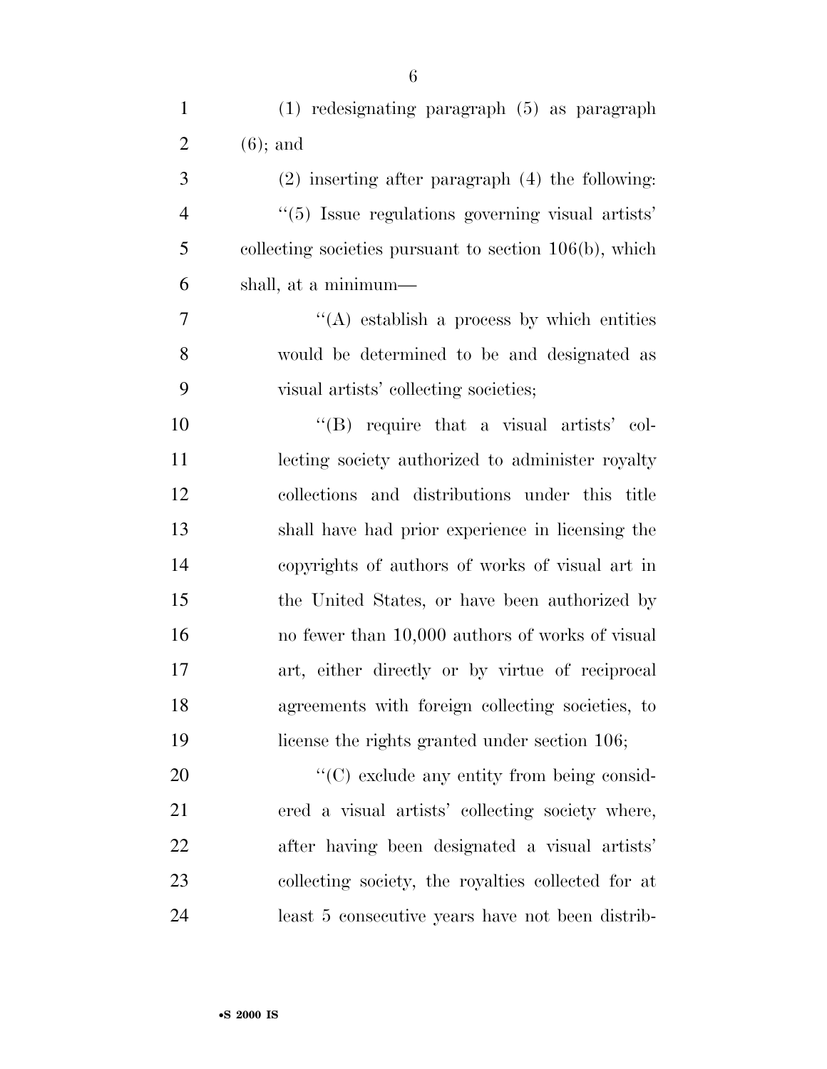(1) redesignating paragraph (5) as paragraph (6); and

(2) inserting after paragraph (4) the following:

''(5) Issue regulations governing visual artists' collecting societies pursuant to section 106(b), which shall, at a minimum—

''(A) establish a process by which entities would be determined to be and designated as visual artists' collecting societies;

''(B) require that a visual artists' collecting society authorized to administer royalty collections and distributions under this title shall have had prior experience in licensing the copyrights of authors of works of visual art in the United States, or have been authorized by no fewer than 10,000 authors of works of visual art, either directly or by virtue of reciprocal agreements with foreign collecting societies, to license the rights granted under section 106;

''(C) exclude any entity from being considered a visual artists' collecting society where, after having been designated a visual artists' collecting society, the royalties collected for at least 5 consecutive years have not been distrib-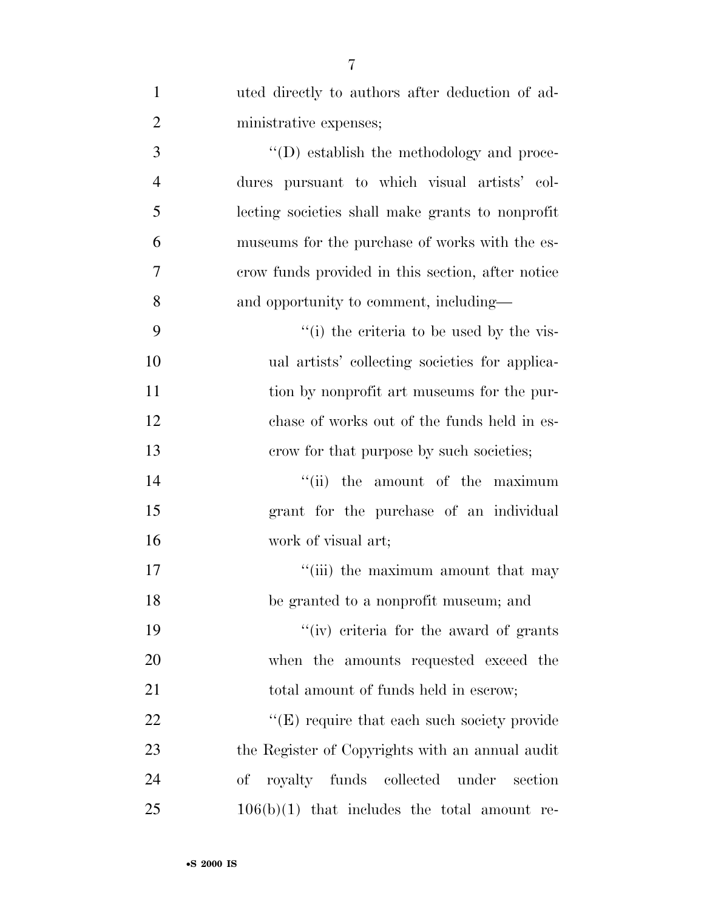uted directly to authors after deduction of administrative expenses;

''(D) establish the methodology and procedures pursuant to which visual artists' collecting societies shall make grants to nonprofit museums for the purchase of works with the escrow funds provided in this section, after notice and opportunity to comment, including—

''(i) the criteria to be used by the visual artists' collecting societies for application by nonprofit art museums for the purchase of works out of the funds held in escrow for that purpose by such societies;

''(ii) the amount of the maximum grant for the purchase of an individual work of visual art;

''(iii) the maximum amount that may be granted to a nonprofit museum; and

''(iv) criteria for the award of grants when the amounts requested exceed the total amount of funds held in escrow;

''(E) require that each such society provide the Register of Copyrights with an annual audit of royalty funds collected under section 106(b)(1) that includes the total amount re-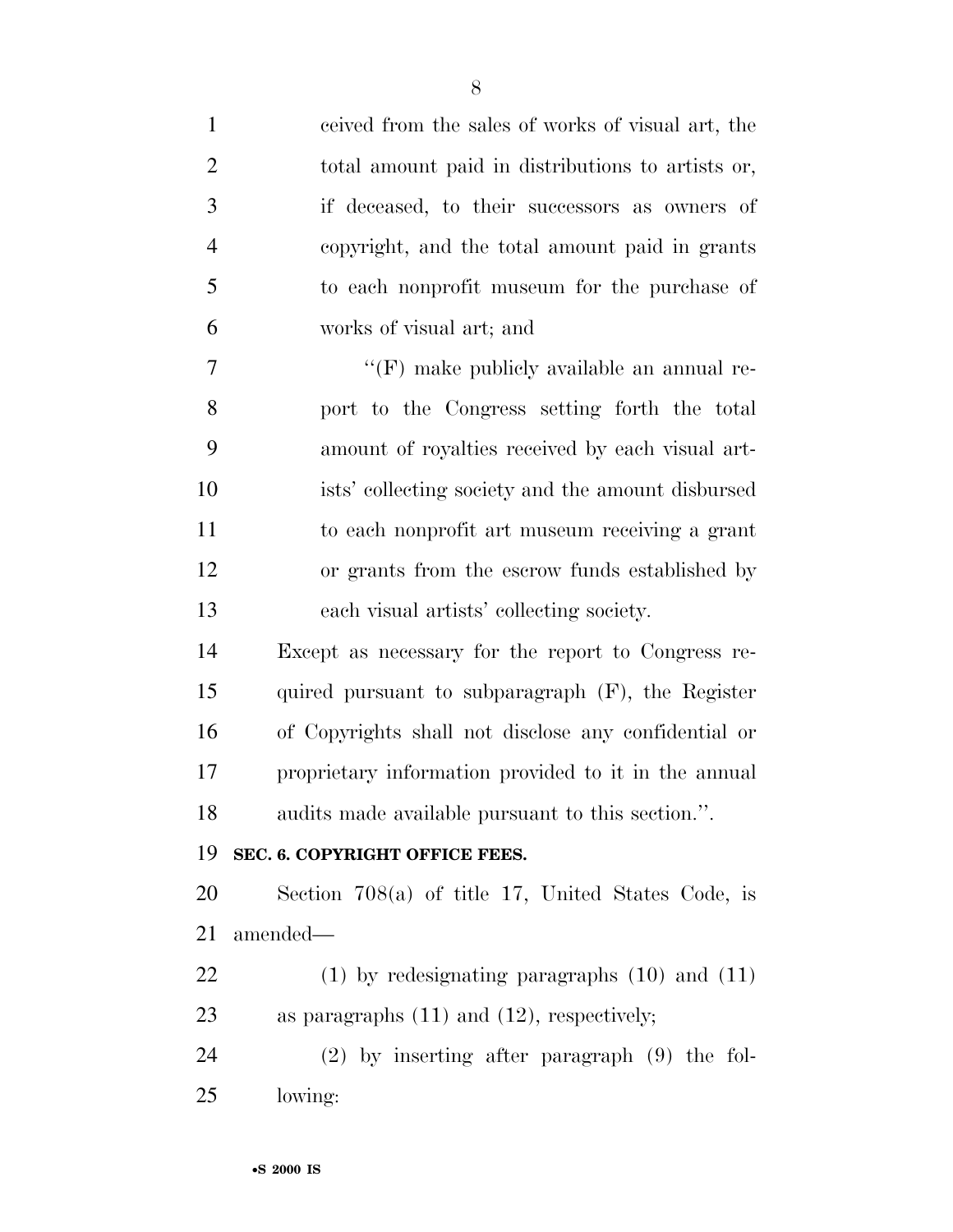ceived from the sales of works of visual art, the total amount paid in distributions to artists or, if deceased, to their successors as owners of copyright, and the total amount paid in grants to each nonprofit museum for the purchase of works of visual art; and

''(F) make publicly available an annual report to the Congress setting forth the total amount of royalties received by each visual artists' collecting society and the amount disbursed to each nonprofit art museum receiving a grant or grants from the escrow funds established by each visual artists' collecting society.

Except as necessary for the report to Congress required pursuant to subparagraph (F), the Register of Copyrights shall not disclose any confidential or proprietary information provided to it in the annual audits made available pursuant to this section.''.

**SEC. 6. COPYRIGHT OFFICE FEES.**

Section 708(a) of title 17, United States Code, is amended—

(1) by redesignating paragraphs (10) and (11) as paragraphs (11) and (12), respectively;

(2) by inserting after paragraph (9) the following: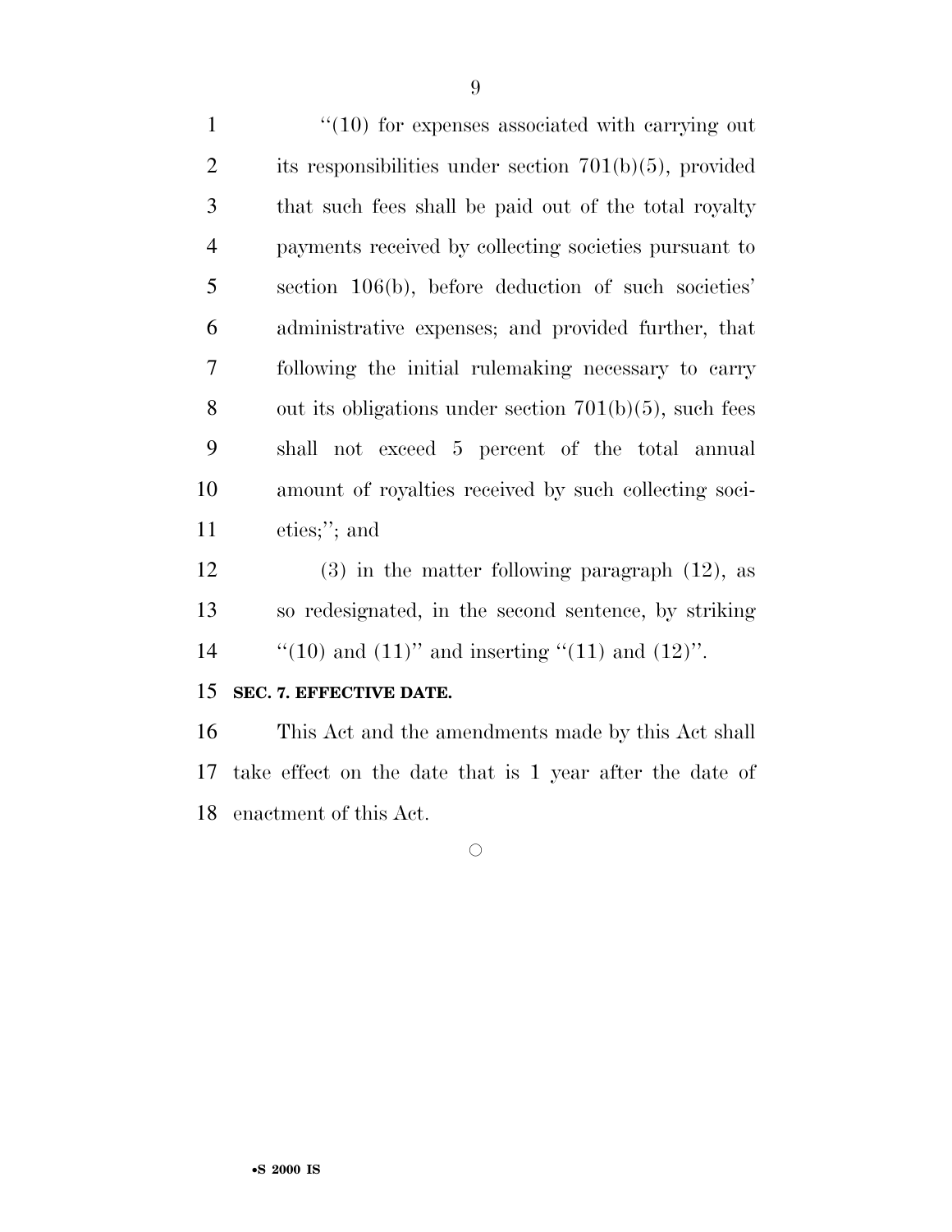''(10) for expenses associated with carrying out its responsibilities under section 701(b)(5), provided that such fees shall be paid out of the total royalty payments received by collecting societies pursuant to section 106(b), before deduction of such societies' administrative expenses; and provided further, that following the initial rulemaking necessary to carry out its obligations under section 701(b)(5), such fees shall not exceed 5 percent of the total annual amount of royalties received by such collecting societies;''; and

(3) in the matter following paragraph (12), as so redesignated, in the second sentence, by striking ''(10) and (11)'' and inserting ''(11) and (12)''.

**SEC. 7. EFFECTIVE DATE.**

This Act and the amendments made by this Act shall take effect on the date that is 1 year after the date of enactment of this Act.

○